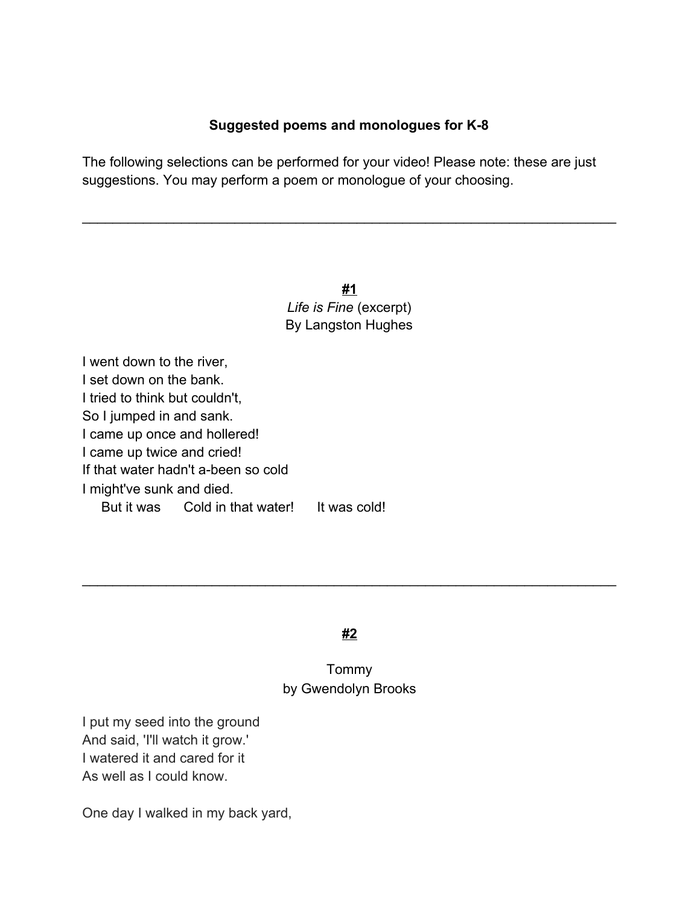**Suggested poems and monologues for K-8**

The following selections can be performed for your video! Please note: these are just suggestions. You may perform a poem or monologue of your choosing.

---

**#1**

*Life is Fine* (excerpt)
By Langston Hughes

I went down to the river,
I set down on the bank.
I tried to think but couldn't,
So I jumped in and sank.
I came up once and hollered!
I came up twice and cried!
If that water hadn't a-been so cold
I might've sunk and died.
  But it was   Cold in that water!   It was cold!

---

**#2**

Tommy
by Gwendolyn Brooks

I put my seed into the ground
And said, 'I'll watch it grow.'
I watered it and cared for it
As well as I could know.

One day I walked in my back yard,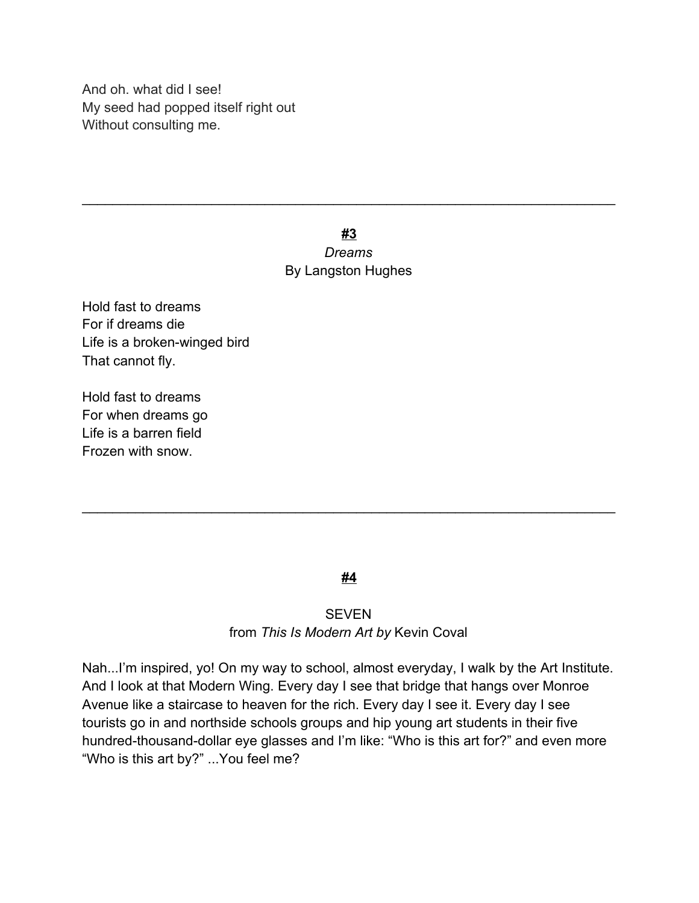And oh. what did I see!  
My seed had popped itself right out  
Without consulting me.

---

<u>**#3**</u>

*Dreams*

By Langston Hughes

Hold fast to dreams  
For if dreams die  
Life is a broken-winged bird  
That cannot fly.

Hold fast to dreams  
For when dreams go  
Life is a barren field  
Frozen with snow.

---

<u>**#4**</u>

SEVEN

from *This Is Modern Art by* Kevin Coval

Nah...I'm inspired, yo! On my way to school, almost everyday, I walk by the Art Institute. And I look at that Modern Wing. Every day I see that bridge that hangs over Monroe Avenue like a staircase to heaven for the rich. Every day I see it. Every day I see tourists go in and northside schools groups and hip young art students in their five hundred-thousand-dollar eye glasses and I'm like: "Who is this art for?" and even more "Who is this art by?" ...You feel me?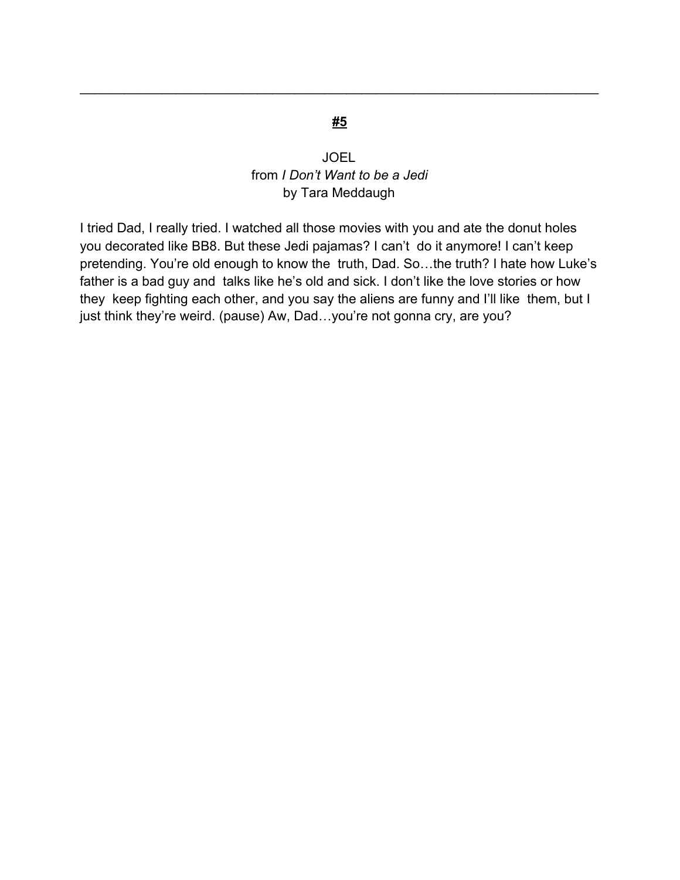---

**#5**

JOEL
from *I Don't Want to be a Jedi*
by Tara Meddaugh

I tried Dad, I really tried. I watched all those movies with you and ate the donut holes you decorated like BB8. But these Jedi pajamas? I can't do it anymore! I can't keep pretending. You're old enough to know the truth, Dad. So…the truth? I hate how Luke's father is a bad guy and talks like he's old and sick. I don't like the love stories or how they keep fighting each other, and you say the aliens are funny and I'll like them, but I just think they're weird. (pause) Aw, Dad…you're not gonna cry, are you?